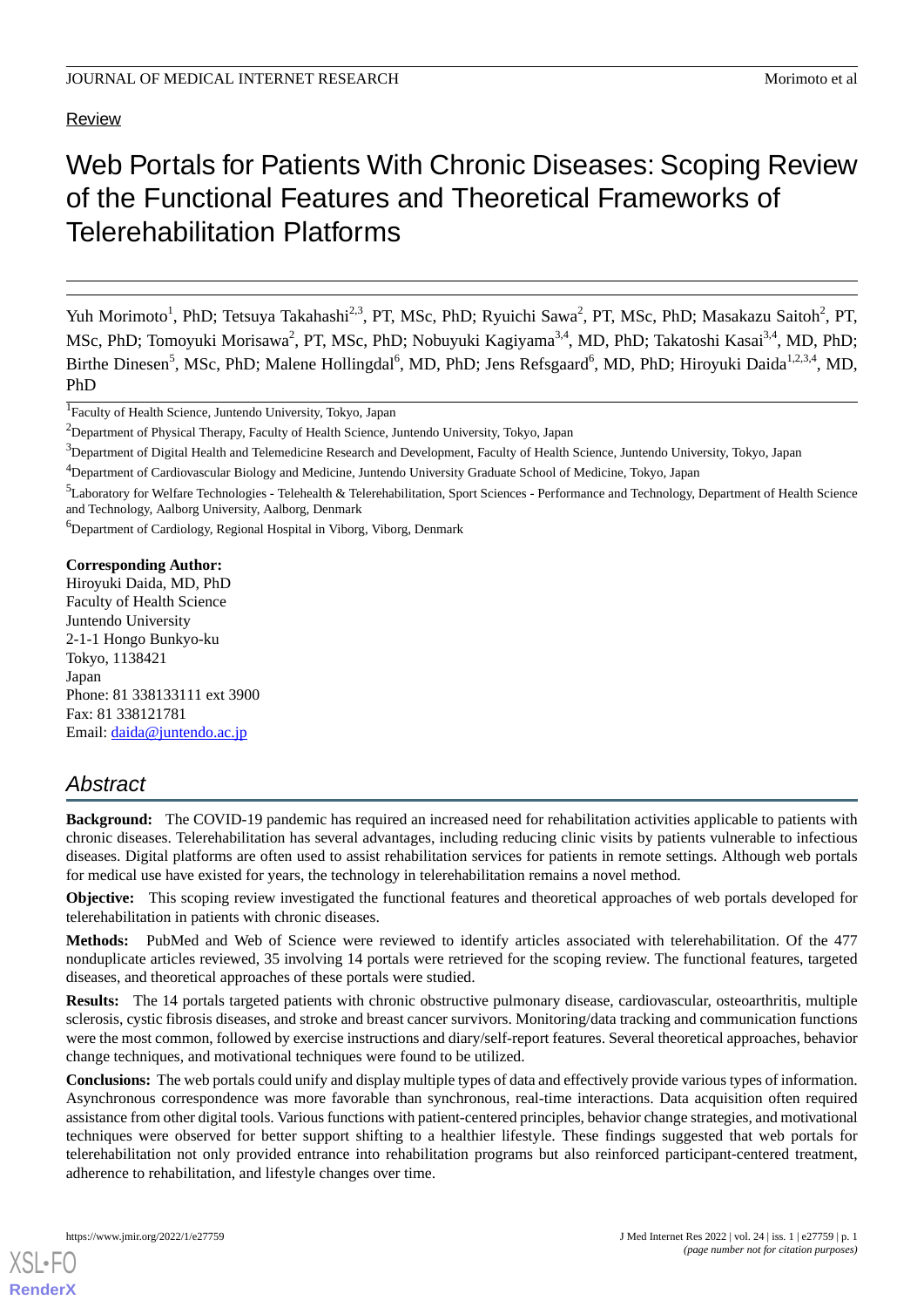Review

# Web Portals for Patients With Chronic Diseases: Scoping Review of the Functional Features and Theoretical Frameworks of Telerehabilitation Platforms

Yuh Morimoto[1], PhD; Tetsuya Takahashi[2,3], PT, MSc, PhD; Ryuichi Sawa[2], PT, MSc, PhD; Masakazu Saitoh[2], PT, MSc, PhD; Tomoyuki Morisawa[2], PT, MSc, PhD; Nobuyuki Kagiyama[3,4], MD, PhD; Takatoshi Kasai[3,4], MD, PhD; Birthe Dinesen[5], MSc, PhD; Malene Hollingdal[6], MD, PhD; Jens Refsgaard[6], MD, PhD; Hiroyuki Daida[1,2,3,4], MD, PhD

[1]Faculty of Health Science, Juntendo University, Tokyo, Japan

[2]Department of Physical Therapy, Faculty of Health Science, Juntendo University, Tokyo, Japan

[3]Department of Digital Health and Telemedicine Research and Development, Faculty of Health Science, Juntendo University, Tokyo, Japan

[4]Department of Cardiovascular Biology and Medicine, Juntendo University Graduate School of Medicine, Tokyo, Japan

[5]Laboratory for Welfare Technologies - Telehealth & Telerehabilitation, Sport Sciences - Performance and Technology, Department of Health Science and Technology, Aalborg University, Aalborg, Denmark

[6]Department of Cardiology, Regional Hospital in Viborg, Viborg, Denmark

**Corresponding Author:**
Hiroyuki Daida, MD, PhD
Faculty of Health Science
Juntendo University
2-1-1 Hongo Bunkyo-ku
Tokyo, 1138421
Japan
Phone: 81 338133111 ext 3900
Fax: 81 338121781
Email: daida@juntendo.ac.jp

## Abstract

**Background:** The COVID-19 pandemic has required an increased need for rehabilitation activities applicable to patients with chronic diseases. Telerehabilitation has several advantages, including reducing clinic visits by patients vulnerable to infectious diseases. Digital platforms are often used to assist rehabilitation services for patients in remote settings. Although web portals for medical use have existed for years, the technology in telerehabilitation remains a novel method.

**Objective:** This scoping review investigated the functional features and theoretical approaches of web portals developed for telerehabilitation in patients with chronic diseases.

**Methods:** PubMed and Web of Science were reviewed to identify articles associated with telerehabilitation. Of the 477 nonduplicate articles reviewed, 35 involving 14 portals were retrieved for the scoping review. The functional features, targeted diseases, and theoretical approaches of these portals were studied.

**Results:** The 14 portals targeted patients with chronic obstructive pulmonary disease, cardiovascular, osteoarthritis, multiple sclerosis, cystic fibrosis diseases, and stroke and breast cancer survivors. Monitoring/data tracking and communication functions were the most common, followed by exercise instructions and diary/self-report features. Several theoretical approaches, behavior change techniques, and motivational techniques were found to be utilized.

**Conclusions:** The web portals could unify and display multiple types of data and effectively provide various types of information. Asynchronous correspondence was more favorable than synchronous, real-time interactions. Data acquisition often required assistance from other digital tools. Various functions with patient-centered principles, behavior change strategies, and motivational techniques were observed for better support shifting to a healthier lifestyle. These findings suggested that web portals for telerehabilitation not only provided entrance into rehabilitation programs but also reinforced participant-centered treatment, adherence to rehabilitation, and lifestyle changes over time.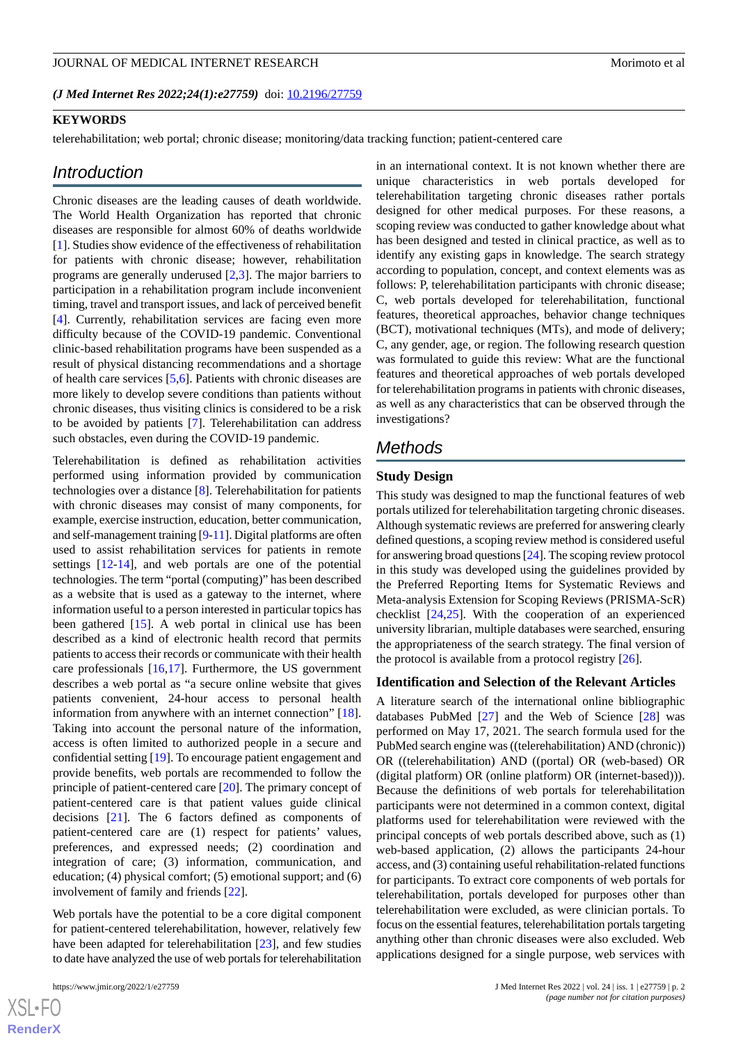*(J Med Internet Res 2022;24(1):e27759)* doi: 10.2196/27759

**KEYWORDS**

telerehabilitation; web portal; chronic disease; monitoring/data tracking function; patient-centered care

## Introduction

Chronic diseases are the leading causes of death worldwide. The World Health Organization has reported that chronic diseases are responsible for almost 60% of deaths worldwide [1]. Studies show evidence of the effectiveness of rehabilitation for patients with chronic disease; however, rehabilitation programs are generally underused [2,3]. The major barriers to participation in a rehabilitation program include inconvenient timing, travel and transport issues, and lack of perceived benefit [4]. Currently, rehabilitation services are facing even more difficulty because of the COVID-19 pandemic. Conventional clinic-based rehabilitation programs have been suspended as a result of physical distancing recommendations and a shortage of health care services [5,6]. Patients with chronic diseases are more likely to develop severe conditions than patients without chronic diseases, thus visiting clinics is considered to be a risk to be avoided by patients [7]. Telerehabilitation can address such obstacles, even during the COVID-19 pandemic.

Telerehabilitation is defined as rehabilitation activities performed using information provided by communication technologies over a distance [8]. Telerehabilitation for patients with chronic diseases may consist of many components, for example, exercise instruction, education, better communication, and self-management training [9-11]. Digital platforms are often used to assist rehabilitation services for patients in remote settings [12-14], and web portals are one of the potential technologies. The term "portal (computing)" has been described as a website that is used as a gateway to the internet, where information useful to a person interested in particular topics has been gathered [15]. A web portal in clinical use has been described as a kind of electronic health record that permits patients to access their records or communicate with their health care professionals [16,17]. Furthermore, the US government describes a web portal as "a secure online website that gives patients convenient, 24-hour access to personal health information from anywhere with an internet connection" [18]. Taking into account the personal nature of the information, access is often limited to authorized people in a secure and confidential setting [19]. To encourage patient engagement and provide benefits, web portals are recommended to follow the principle of patient-centered care [20]. The primary concept of patient-centered care is that patient values guide clinical decisions [21]. The 6 factors defined as components of patient-centered care are (1) respect for patients' values, preferences, and expressed needs; (2) coordination and integration of care; (3) information, communication, and education; (4) physical comfort; (5) emotional support; and (6) involvement of family and friends [22].

Web portals have the potential to be a core digital component for patient-centered telerehabilitation, however, relatively few have been adapted for telerehabilitation [23], and few studies to date have analyzed the use of web portals for telerehabilitation in an international context. It is not known whether there are unique characteristics in web portals developed for telerehabilitation targeting chronic diseases rather portals designed for other medical purposes. For these reasons, a scoping review was conducted to gather knowledge about what has been designed and tested in clinical practice, as well as to identify any existing gaps in knowledge. The search strategy according to population, concept, and context elements was as follows: P, telerehabilitation participants with chronic disease; C, web portals developed for telerehabilitation, functional features, theoretical approaches, behavior change techniques (BCT), motivational techniques (MTs), and mode of delivery; C, any gender, age, or region. The following research question was formulated to guide this review: What are the functional features and theoretical approaches of web portals developed for telerehabilitation programs in patients with chronic diseases, as well as any characteristics that can be observed through the investigations?

## Methods

### Study Design

This study was designed to map the functional features of web portals utilized for telerehabilitation targeting chronic diseases. Although systematic reviews are preferred for answering clearly defined questions, a scoping review method is considered useful for answering broad questions [24]. The scoping review protocol in this study was developed using the guidelines provided by the Preferred Reporting Items for Systematic Reviews and Meta-analysis Extension for Scoping Reviews (PRISMA-ScR) checklist [24,25]. With the cooperation of an experienced university librarian, multiple databases were searched, ensuring the appropriateness of the search strategy. The final version of the protocol is available from a protocol registry [26].

### Identification and Selection of the Relevant Articles

A literature search of the international online bibliographic databases PubMed [27] and the Web of Science [28] was performed on May 17, 2021. The search formula used for the PubMed search engine was ((telerehabilitation) AND (chronic)) OR ((telerehabilitation) AND ((portal) OR (web-based) OR (digital platform) OR (online platform) OR (internet-based))). Because the definitions of web portals for telerehabilitation participants were not determined in a common context, digital platforms used for telerehabilitation were reviewed with the principal concepts of web portals described above, such as (1) web-based application, (2) allows the participants 24-hour access, and (3) containing useful rehabilitation-related functions for participants. To extract core components of web portals for telerehabilitation, portals developed for purposes other than telerehabilitation were excluded, as were clinician portals. To focus on the essential features, telerehabilitation portals targeting anything other than chronic diseases were also excluded. Web applications designed for a single purpose, web services with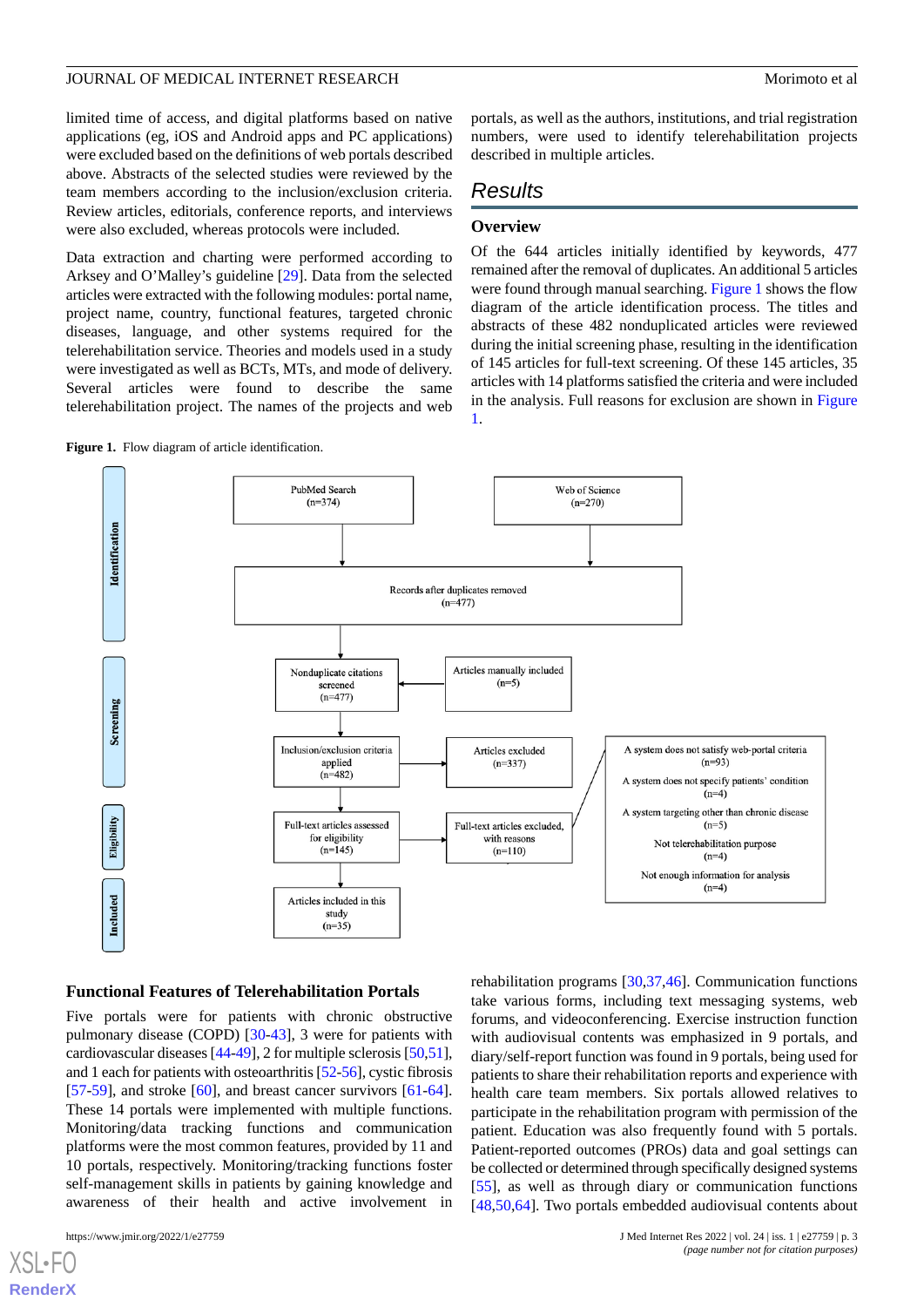limited time of access, and digital platforms based on native applications (eg, iOS and Android apps and PC applications) were excluded based on the definitions of web portals described above. Abstracts of the selected studies were reviewed by the team members according to the inclusion/exclusion criteria. Review articles, editorials, conference reports, and interviews were also excluded, whereas protocols were included.

Data extraction and charting were performed according to Arksey and O'Malley's guideline [29]. Data from the selected articles were extracted with the following modules: portal name, project name, country, functional features, targeted chronic diseases, language, and other systems required for the telerehabilitation service. Theories and models used in a study were investigated as well as BCTs, MTs, and mode of delivery. Several articles were found to describe the same telerehabilitation project. The names of the projects and web portals, as well as the authors, institutions, and trial registration numbers, were used to identify telerehabilitation projects described in multiple articles.

# Results

## Overview

Of the 644 articles initially identified by keywords, 477 remained after the removal of duplicates. An additional 5 articles were found through manual searching. Figure 1 shows the flow diagram of the article identification process. The titles and abstracts of these 482 nonduplicated articles were reviewed during the initial screening phase, resulting in the identification of 145 articles for full-text screening. Of these 145 articles, 35 articles with 14 platforms satisfied the criteria and were included in the analysis. Full reasons for exclusion are shown in Figure 1.

**Figure 1.** Flow diagram of article identification.

**Identification**
- PubMed Search (n=374)
- Web of Science (n=270)
- Records after duplicates removed (n=477)

**Screening**
- Nonduplicate citations screened (n=477)
- Articles manually included (n=5)
- Inclusion/exclusion criteria applied (n=482)
- Articles excluded (n=337)

**Eligibility**
- Full-text articles assessed for eligibility (n=145)
- Full-text articles excluded, with reasons (n=110)
  - A system does not satisfy web-portal criteria (n=93)
  - A system does not specify patients' condition (n=4)
  - A system targeting other than chronic disease (n=5)
  - Not telerehabilitation purpose (n=4)
  - Not enough information for analysis (n=4)

**Included**
- Articles included in this study (n=35)

## Functional Features of Telerehabilitation Portals

Five portals were for patients with chronic obstructive pulmonary disease (COPD) [30-43], 3 were for patients with cardiovascular diseases [44-49], 2 for multiple sclerosis [50,51], and 1 each for patients with osteoarthritis [52-56], cystic fibrosis [57-59], and stroke [60], and breast cancer survivors [61-64]. These 14 portals were implemented with multiple functions. Monitoring/data tracking functions and communication platforms were the most common features, provided by 11 and 10 portals, respectively. Monitoring/tracking functions foster self-management skills in patients by gaining knowledge and awareness of their health and active involvement in rehabilitation programs [30,37,46]. Communication functions take various forms, including text messaging systems, web forums, and videoconferencing. Exercise instruction function with audiovisual contents was emphasized in 9 portals, and diary/self-report function was found in 9 portals, being used for patients to share their rehabilitation reports and experience with health care team members. Six portals allowed relatives to participate in the rehabilitation program with permission of the patient. Education was also frequently found with 5 portals. Patient-reported outcomes (PROs) data and goal settings can be collected or determined through specifically designed systems [55], as well as through diary or communication functions [48,50,64]. Two portals embedded audiovisual contents about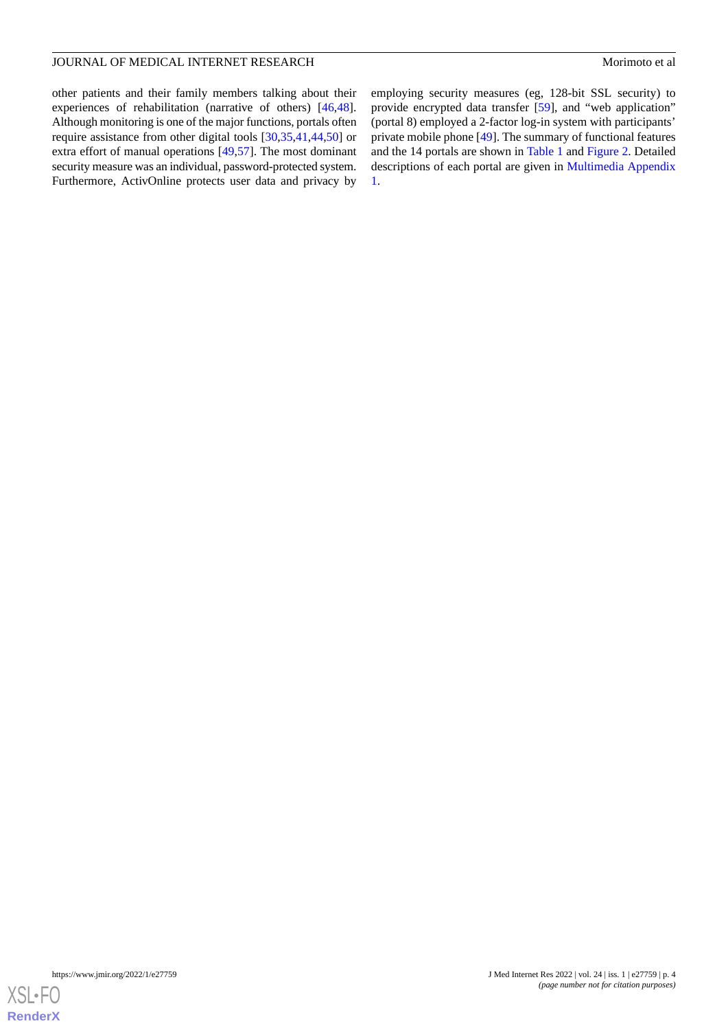other patients and their family members talking about their experiences of rehabilitation (narrative of others) [46,48]. Although monitoring is one of the major functions, portals often require assistance from other digital tools [30,35,41,44,50] or extra effort of manual operations [49,57]. The most dominant security measure was an individual, password-protected system. Furthermore, ActivOnline protects user data and privacy by employing security measures (eg, 128-bit SSL security) to provide encrypted data transfer [59], and "web application" (portal 8) employed a 2-factor log-in system with participants' private mobile phone [49]. The summary of functional features and the 14 portals are shown in Table 1 and Figure 2. Detailed descriptions of each portal are given in Multimedia Appendix 1.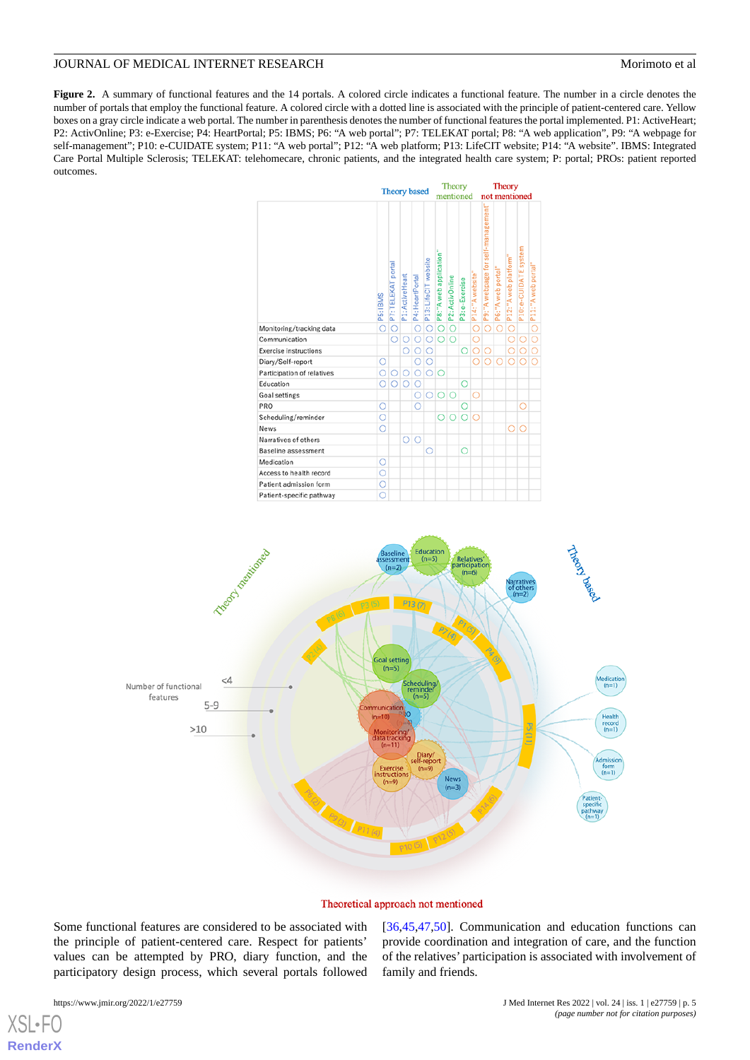**Figure 2.** A summary of functional features and the 14 portals. A colored circle indicates a functional feature. The number in a circle denotes the number of portals that employ the functional feature. A colored circle with a dotted line is associated with the principle of patient-centered care. Yellow boxes on a gray circle indicate a web portal. The number in parenthesis denotes the number of functional features the portal implemented. P1: ActiveHeart; P2: ActivOnline; P3: e-Exercise; P4: HeartPortal; P5: IBMS; P6: "A web portal"; P7: TELEKAT portal; P8: "A web application", P9: "A webpage for self-management"; P10: e-CUIDATE system; P11: "A web portal"; P12: "A web platform; P13: LifeCIT website; P14: "A website". IBMS: Integrated Care Portal Multiple Sclerosis; TELEKAT: telehomecare, chronic patients, and the integrated health care system; P: portal; PROs: patient reported outcomes.

Some functional features are considered to be associated with the principle of patient-centered care. Respect for patients' values can be attempted by PRO, diary function, and the participatory design process, which several portals followed [36,45,47,50]. Communication and education functions can provide coordination and integration of care, and the function of the relatives' participation is associated with involvement of family and friends.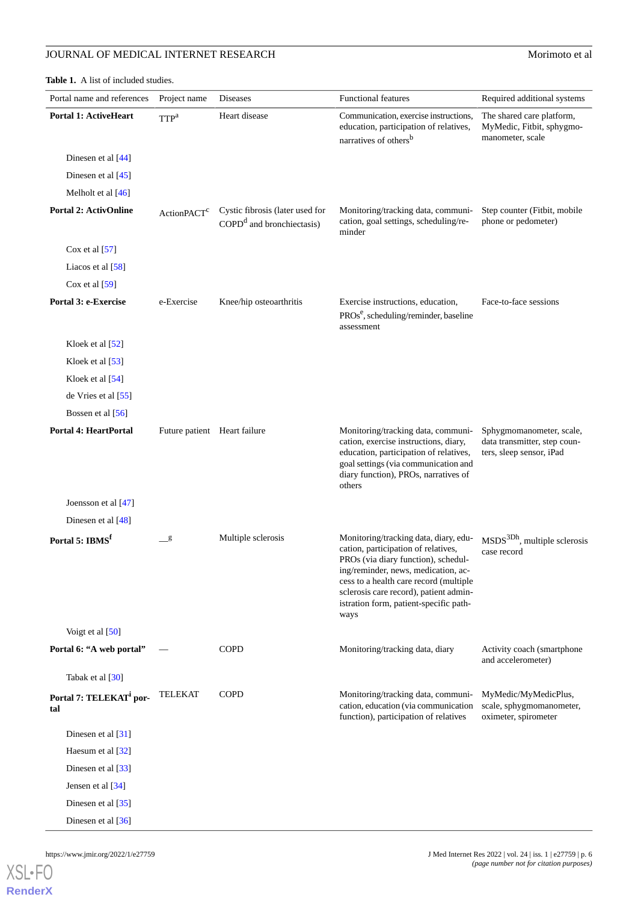**Table 1.** A list of included studies.

| Portal name and references | Project name | Diseases | Functional features | Required additional systems |
|---|---|---|---|---|
| **Portal 1: ActiveHeart** | TTP[a] | Heart disease | Communication, exercise instructions, education, participation of relatives, narratives of others[b] | The shared care platform, MyMedic, Fitbit, sphygmomanometer, scale |
| Dinesen et al [44] | | | | |
| Dinesen et al [45] | | | | |
| Melholt et al [46] | | | | |
| **Portal 2: ActivOnline** | ActionPACT[c] | Cystic fibrosis (later used for COPD[d] and bronchiectasis) | Monitoring/tracking data, communication, goal settings, scheduling/reminder | Step counter (Fitbit, mobile phone or pedometer) |
| Cox et al [57] | | | | |
| Liacos et al [58] | | | | |
| Cox et al [59] | | | | |
| **Portal 3: e-Exercise** | e-Exercise | Knee/hip osteoarthritis | Exercise instructions, education, PROs[e], scheduling/reminder, baseline assessment | Face-to-face sessions |
| Kloek et al [52] | | | | |
| Kloek et al [53] | | | | |
| Kloek et al [54] | | | | |
| de Vries et al [55] | | | | |
| Bossen et al [56] | | | | |
| **Portal 4: HeartPortal** | Future patient | Heart failure | Monitoring/tracking data, communication, exercise instructions, diary, education, participation of relatives, goal settings (via communication and diary function), PROs, narratives of others | Sphygmomanometer, scale, data transmitter, step counters, sleep sensor, iPad |
| Joensson et al [47] | | | | |
| Dinesen et al [48] | | | | |
| **Portal 5: IBMS[f]** | —[g] | Multiple sclerosis | Monitoring/tracking data, diary, education, participation of relatives, PROs (via diary function), scheduling/reminder, news, medication, access to a health care record (multiple sclerosis care record), patient administration form, patient-specific pathways | MSDS3D[h], multiple sclerosis case record |
| Voigt et al [50] | | | | |
| **Portal 6: "A web portal"** | — | COPD | Monitoring/tracking data, diary | Activity coach (smartphone and accelerometer) |
| Tabak et al [30] | | | | |
| **Portal 7: TELEKAT[i] portal** | TELEKAT | COPD | Monitoring/tracking data, communication, education (via communication function), participation of relatives | MyMedic/MyMedicPlus, scale, sphygmomanometer, oximeter, spirometer |
| Dinesen et al [31] | | | | |
| Haesum et al [32] | | | | |
| Dinesen et al [33] | | | | |
| Jensen et al [34] | | | | |
| Dinesen et al [35] | | | | |
| Dinesen et al [36] | | | | |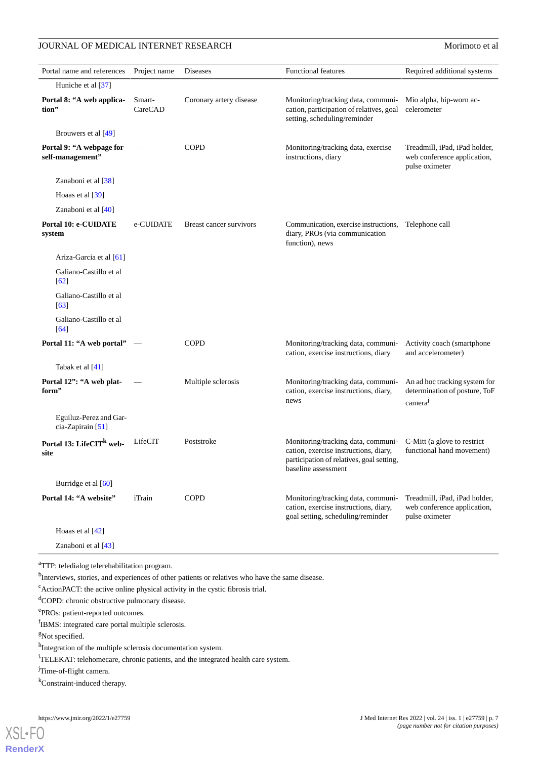| Portal name and references | Project name | Diseases | Functional features | Required additional systems |
|---|---|---|---|---|
| Huniche et al [37] | | | | |
| **Portal 8: "A web application"** | Smart-CareCAD | Coronary artery disease | Monitoring/tracking data, communication, participation of relatives, goal setting, scheduling/reminder | Mio alpha, hip-worn accelerometer |
| Brouwers et al [49] | | | | |
| **Portal 9: "A webpage for self-management"** | — | COPD | Monitoring/tracking data, exercise instructions, diary | Treadmill, iPad, iPad holder, web conference application, pulse oximeter |
| Zanaboni et al [38] | | | | |
| Hoaas et al [39] | | | | |
| Zanaboni et al [40] | | | | |
| **Portal 10: e-CUIDATE system** | e-CUIDATE | Breast cancer survivors | Communication, exercise instructions, diary, PROs (via communication function), news | Telephone call |
| Ariza-Garcia et al [61] | | | | |
| Galiano-Castillo et al [62] | | | | |
| Galiano-Castillo et al [63] | | | | |
| Galiano-Castillo et al [64] | | | | |
| **Portal 11: "A web portal"** | — | COPD | Monitoring/tracking data, communication, exercise instructions, diary | Activity coach (smartphone and accelerometer) |
| Tabak et al [41] | | | | |
| **Portal 12": "A web platform"** | — | Multiple sclerosis | Monitoring/tracking data, communication, exercise instructions, diary, news | An ad hoc tracking system for determination of posture, ToF camera[j] |
| Eguiluz-Perez and Garcia-Zapirain [51] | | | | |
| **Portal 13: LifeCIT[k] website** | LifeCIT | Poststroke | Monitoring/tracking data, communication, exercise instructions, diary, participation of relatives, goal setting, baseline assessment | C-Mitt (a glove to restrict functional hand movement) |
| Burridge et al [60] | | | | |
| **Portal 14: "A website"** | iTrain | COPD | Monitoring/tracking data, communication, exercise instructions, diary, goal setting, scheduling/reminder | Treadmill, iPad, iPad holder, web conference application, pulse oximeter |
| Hoaas et al [42] | | | | |
| Zanaboni et al [43] | | | | |

[a]TTP: teledialog telerehabilitation program.

[b]Interviews, stories, and experiences of other patients or relatives who have the same disease.

[c]ActionPACT: the active online physical activity in the cystic fibrosis trial.

[d]COPD: chronic obstructive pulmonary disease.

[e]PROs: patient-reported outcomes.

[f]IBMS: integrated care portal multiple sclerosis.

[g]Not specified.

[h]Integration of the multiple sclerosis documentation system.

[i]TELEKAT: telehomecare, chronic patients, and the integrated health care system.

[j]Time-of-flight camera.

[k]Constraint-induced therapy.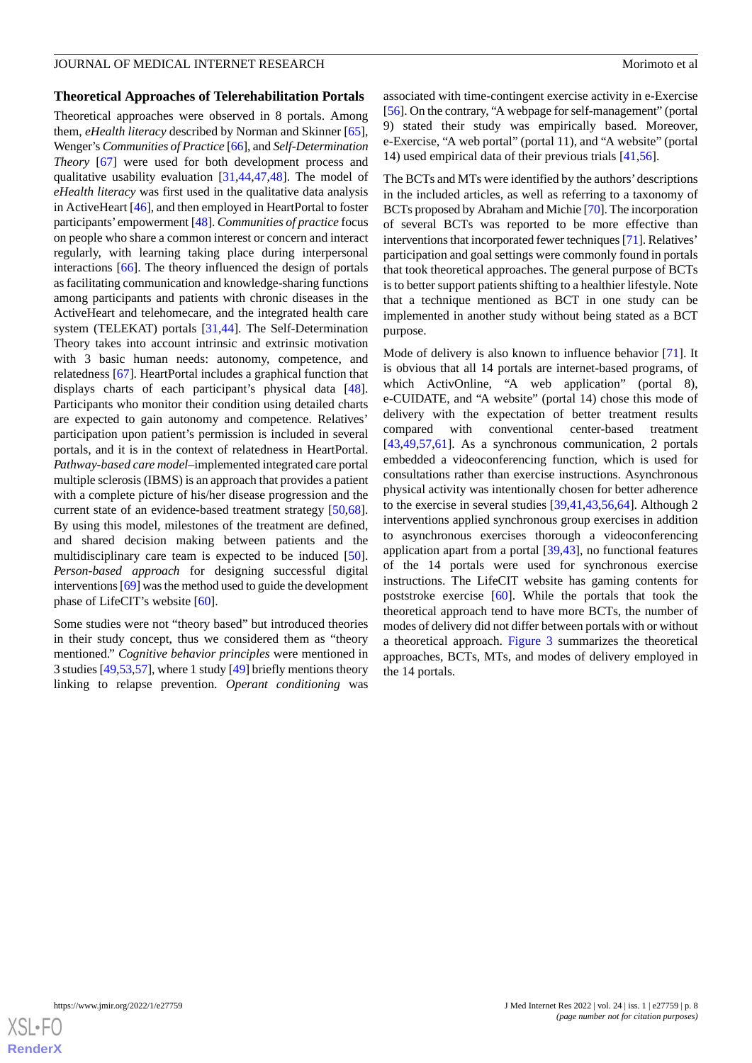### Theoretical Approaches of Telerehabilitation Portals

Theoretical approaches were observed in 8 portals. Among them, *eHealth literacy* described by Norman and Skinner [65], Wenger's *Communities of Practice* [66], and *Self-Determination Theory* [67] were used for both development process and qualitative usability evaluation [31,44,47,48]. The model of *eHealth literacy* was first used in the qualitative data analysis in ActiveHeart [46], and then employed in HeartPortal to foster participants' empowerment [48]. *Communities of practice* focus on people who share a common interest or concern and interact regularly, with learning taking place during interpersonal interactions [66]. The theory influenced the design of portals as facilitating communication and knowledge-sharing functions among participants and patients with chronic diseases in the ActiveHeart and telehomecare, and the integrated health care system (TELEKAT) portals [31,44]. The Self-Determination Theory takes into account intrinsic and extrinsic motivation with 3 basic human needs: autonomy, competence, and relatedness [67]. HeartPortal includes a graphical function that displays charts of each participant's physical data [48]. Participants who monitor their condition using detailed charts are expected to gain autonomy and competence. Relatives' participation upon patient's permission is included in several portals, and it is in the context of relatedness in HeartPortal. *Pathway-based care model*–implemented integrated care portal multiple sclerosis (IBMS) is an approach that provides a patient with a complete picture of his/her disease progression and the current state of an evidence-based treatment strategy [50,68]. By using this model, milestones of the treatment are defined, and shared decision making between patients and the multidisciplinary care team is expected to be induced [50]. *Person-based approach* for designing successful digital interventions [69] was the method used to guide the development phase of LifeCIT's website [60].

Some studies were not "theory based" but introduced theories in their study concept, thus we considered them as "theory mentioned." *Cognitive behavior principles* were mentioned in 3 studies [49,53,57], where 1 study [49] briefly mentions theory linking to relapse prevention. *Operant conditioning* was associated with time-contingent exercise activity in e-Exercise [56]. On the contrary, "A webpage for self-management" (portal 9) stated their study was empirically based. Moreover, e-Exercise, "A web portal" (portal 11), and "A website" (portal 14) used empirical data of their previous trials [41,56].

The BCTs and MTs were identified by the authors' descriptions in the included articles, as well as referring to a taxonomy of BCTs proposed by Abraham and Michie [70]. The incorporation of several BCTs was reported to be more effective than interventions that incorporated fewer techniques [71]. Relatives' participation and goal settings were commonly found in portals that took theoretical approaches. The general purpose of BCTs is to better support patients shifting to a healthier lifestyle. Note that a technique mentioned as BCT in one study can be implemented in another study without being stated as a BCT purpose.

Mode of delivery is also known to influence behavior [71]. It is obvious that all 14 portals are internet-based programs, of which ActivOnline, "A web application" (portal 8), e-CUIDATE, and "A website" (portal 14) chose this mode of delivery with the expectation of better treatment results compared with conventional center-based treatment [43,49,57,61]. As a synchronous communication, 2 portals embedded a videoconferencing function, which is used for consultations rather than exercise instructions. Asynchronous physical activity was intentionally chosen for better adherence to the exercise in several studies [39,41,43,56,64]. Although 2 interventions applied synchronous group exercises in addition to asynchronous exercises thorough a videoconferencing application apart from a portal [39,43], no functional features of the 14 portals were used for synchronous exercise instructions. The LifeCIT website has gaming contents for poststroke exercise [60]. While the portals that took the theoretical approach tend to have more BCTs, the number of modes of delivery did not differ between portals with or without a theoretical approach. Figure 3 summarizes the theoretical approaches, BCTs, MTs, and modes of delivery employed in the 14 portals.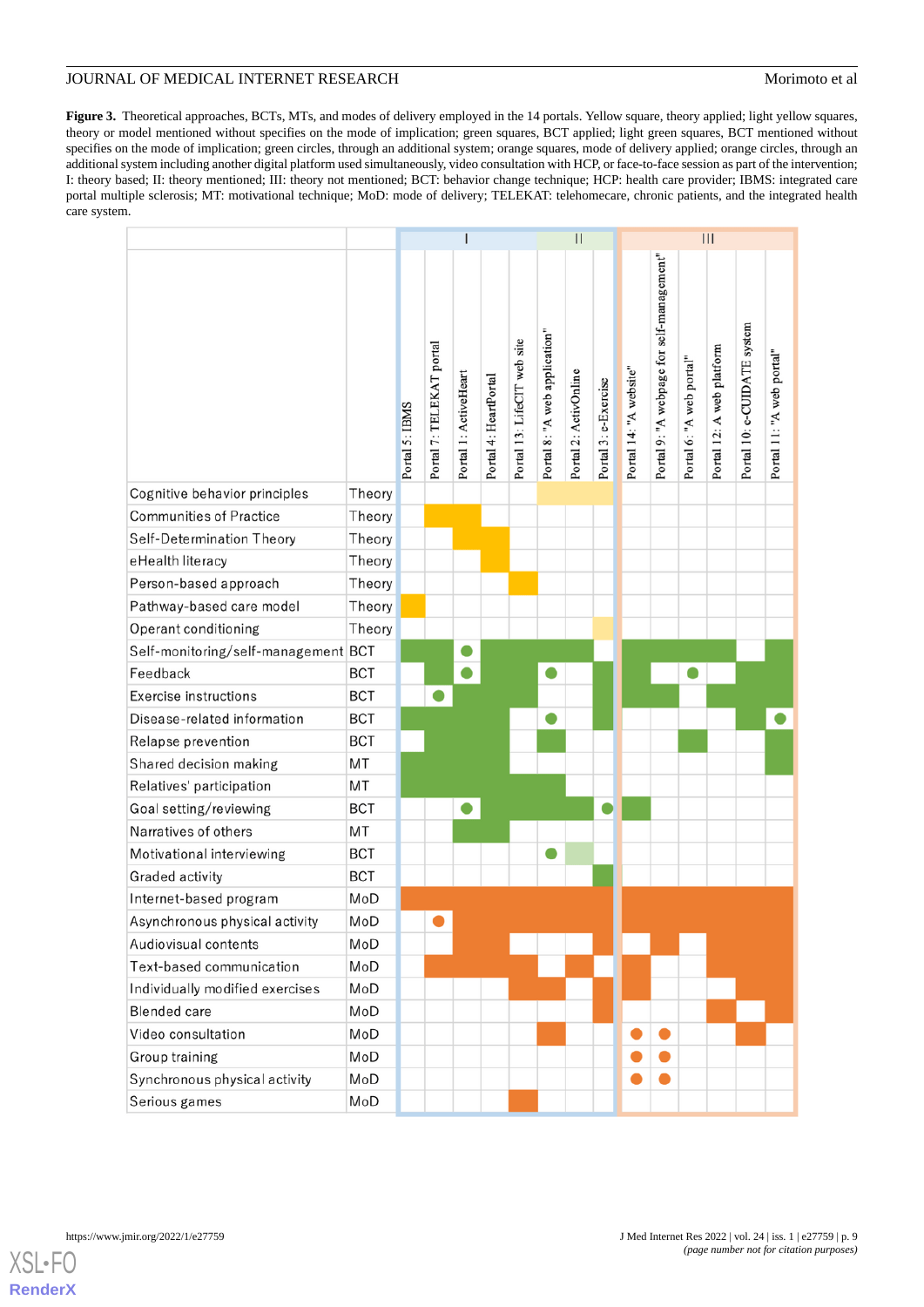**Figure 3.** Theoretical approaches, BCTs, MTs, and modes of delivery employed in the 14 portals. Yellow square, theory applied; light yellow squares, theory or model mentioned without specifies on the mode of implication; green squares, BCT applied; light green squares, BCT mentioned without specifies on the mode of implication; green circles, through an additional system; orange squares, mode of delivery applied; orange circles, through an additional system including another digital platform used simultaneously, video consultation with HCP, or face-to-face session as part of the intervention; I: theory based; II: theory mentioned; III: theory not mentioned; BCT: behavior change technique; HCP: health care provider; IBMS: integrated care portal multiple sclerosis; MT: motivational technique; MoD: mode of delivery; TELEKAT: telehomecare, chronic patients, and the integrated health care system.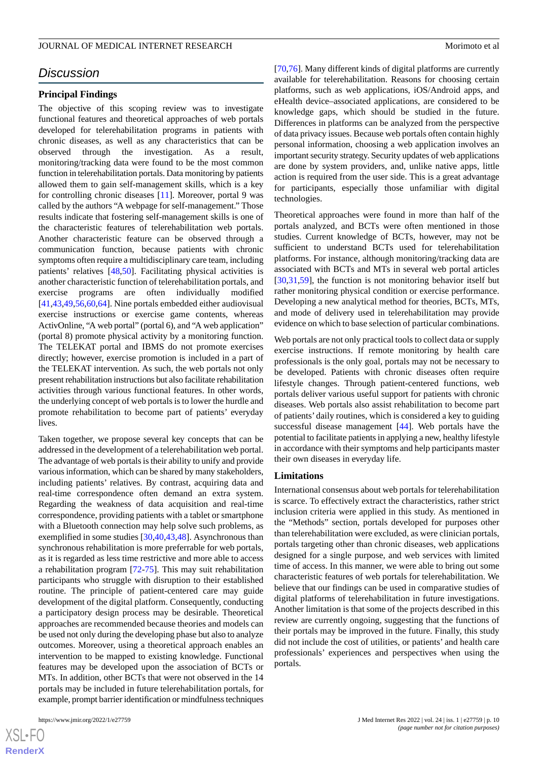## Discussion

### Principal Findings

The objective of this scoping review was to investigate functional features and theoretical approaches of web portals developed for telerehabilitation programs in patients with chronic diseases, as well as any characteristics that can be observed through the investigation. As a result, monitoring/tracking data were found to be the most common function in telerehabilitation portals. Data monitoring by patients allowed them to gain self-management skills, which is a key for controlling chronic diseases [11]. Moreover, portal 9 was called by the authors "A webpage for self-management." Those results indicate that fostering self-management skills is one of the characteristic features of telerehabilitation web portals. Another characteristic feature can be observed through a communication function, because patients with chronic symptoms often require a multidisciplinary care team, including patients' relatives [48,50]. Facilitating physical activities is another characteristic function of telerehabilitation portals, and exercise programs are often individually modified [41,43,49,56,60,64]. Nine portals embedded either audiovisual exercise instructions or exercise game contents, whereas ActivOnline, "A web portal" (portal 6), and "A web application" (portal 8) promote physical activity by a monitoring function. The TELEKAT portal and IBMS do not promote exercises directly; however, exercise promotion is included in a part of the TELEKAT intervention. As such, the web portals not only present rehabilitation instructions but also facilitate rehabilitation activities through various functional features. In other words, the underlying concept of web portals is to lower the hurdle and promote rehabilitation to become part of patients' everyday lives.

Taken together, we propose several key concepts that can be addressed in the development of a telerehabilitation web portal. The advantage of web portals is their ability to unify and provide various information, which can be shared by many stakeholders, including patients' relatives. By contrast, acquiring data and real-time correspondence often demand an extra system. Regarding the weakness of data acquisition and real-time correspondence, providing patients with a tablet or smartphone with a Bluetooth connection may help solve such problems, as exemplified in some studies [30,40,43,48]. Asynchronous than synchronous rehabilitation is more preferrable for web portals, as it is regarded as less time restrictive and more able to access a rehabilitation program [72-75]. This may suit rehabilitation participants who struggle with disruption to their established routine. The principle of patient-centered care may guide development of the digital platform. Consequently, conducting a participatory design process may be desirable. Theoretical approaches are recommended because theories and models can be used not only during the developing phase but also to analyze outcomes. Moreover, using a theoretical approach enables an intervention to be mapped to existing knowledge. Functional features may be developed upon the association of BCTs or MTs. In addition, other BCTs that were not observed in the 14 portals may be included in future telerehabilitation portals, for example, prompt barrier identification or mindfulness techniques [70,76]. Many different kinds of digital platforms are currently available for telerehabilitation. Reasons for choosing certain platforms, such as web applications, iOS/Android apps, and eHealth device–associated applications, are considered to be knowledge gaps, which should be studied in the future. Differences in platforms can be analyzed from the perspective of data privacy issues. Because web portals often contain highly personal information, choosing a web application involves an important security strategy. Security updates of web applications are done by system providers, and, unlike native apps, little action is required from the user side. This is a great advantage for participants, especially those unfamiliar with digital technologies.

Theoretical approaches were found in more than half of the portals analyzed, and BCTs were often mentioned in those studies. Current knowledge of BCTs, however, may not be sufficient to understand BCTs used for telerehabilitation platforms. For instance, although monitoring/tracking data are associated with BCTs and MTs in several web portal articles [30,31,59], the function is not monitoring behavior itself but rather monitoring physical condition or exercise performance. Developing a new analytical method for theories, BCTs, MTs, and mode of delivery used in telerehabilitation may provide evidence on which to base selection of particular combinations.

Web portals are not only practical tools to collect data or supply exercise instructions. If remote monitoring by health care professionals is the only goal, portals may not be necessary to be developed. Patients with chronic diseases often require lifestyle changes. Through patient-centered functions, web portals deliver various useful support for patients with chronic diseases. Web portals also assist rehabilitation to become part of patients' daily routines, which is considered a key to guiding successful disease management [44]. Web portals have the potential to facilitate patients in applying a new, healthy lifestyle in accordance with their symptoms and help participants master their own diseases in everyday life.

### Limitations

International consensus about web portals for telerehabilitation is scarce. To effectively extract the characteristics, rather strict inclusion criteria were applied in this study. As mentioned in the "Methods" section, portals developed for purposes other than telerehabilitation were excluded, as were clinician portals, portals targeting other than chronic diseases, web applications designed for a single purpose, and web services with limited time of access. In this manner, we were able to bring out some characteristic features of web portals for telerehabilitation. We believe that our findings can be used in comparative studies of digital platforms of telerehabilitation in future investigations. Another limitation is that some of the projects described in this review are currently ongoing, suggesting that the functions of their portals may be improved in the future. Finally, this study did not include the cost of utilities, or patients' and health care professionals' experiences and perspectives when using the portals.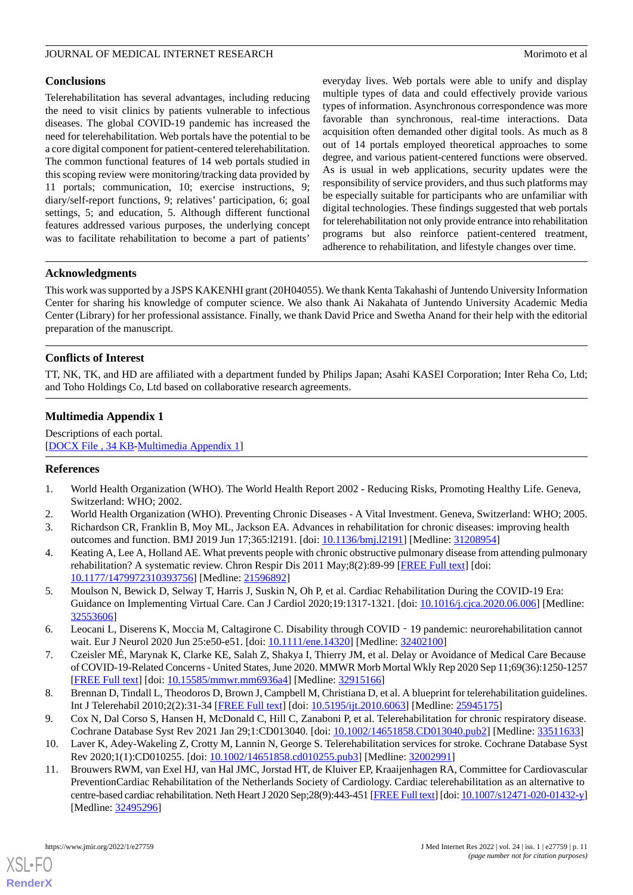## Conclusions

Telerehabilitation has several advantages, including reducing the need to visit clinics by patients vulnerable to infectious diseases. The global COVID-19 pandemic has increased the need for telerehabilitation. Web portals have the potential to be a core digital component for patient-centered telerehabilitation. The common functional features of 14 web portals studied in this scoping review were monitoring/tracking data provided by 11 portals; communication, 10; exercise instructions, 9; diary/self-report functions, 9; relatives' participation, 6; goal settings, 5; and education, 5. Although different functional features addressed various purposes, the underlying concept was to facilitate rehabilitation to become a part of patients' everyday lives. Web portals were able to unify and display multiple types of data and could effectively provide various types of information. Asynchronous correspondence was more favorable than synchronous, real-time interactions. Data acquisition often demanded other digital tools. As much as 8 out of 14 portals employed theoretical approaches to some degree, and various patient-centered functions were observed. As is usual in web applications, security updates were the responsibility of service providers, and thus such platforms may be especially suitable for participants who are unfamiliar with digital technologies. These findings suggested that web portals for telerehabilitation not only provide entrance into rehabilitation programs but also reinforce patient-centered treatment, adherence to rehabilitation, and lifestyle changes over time.

## Acknowledgments

This work was supported by a JSPS KAKENHI grant (20H04055). We thank Kenta Takahashi of Juntendo University Information Center for sharing his knowledge of computer science. We also thank Ai Nakahata of Juntendo University Academic Media Center (Library) for her professional assistance. Finally, we thank David Price and Swetha Anand for their help with the editorial preparation of the manuscript.

## Conflicts of Interest

TT, NK, TK, and HD are affiliated with a department funded by Philips Japan; Asahi KASEI Corporation; Inter Reha Co, Ltd; and Toho Holdings Co, Ltd based on collaborative research agreements.

## Multimedia Appendix 1

Descriptions of each portal.
[DOCX File , 34 KB-Multimedia Appendix 1]

## References

1. World Health Organization (WHO). The World Health Report 2002 - Reducing Risks, Promoting Healthy Life. Geneva, Switzerland: WHO; 2002.
2. World Health Organization (WHO). Preventing Chronic Diseases - A Vital Investment. Geneva, Switzerland: WHO; 2005.
3. Richardson CR, Franklin B, Moy ML, Jackson EA. Advances in rehabilitation for chronic diseases: improving health outcomes and function. BMJ 2019 Jun 17;365:l2191. [doi: 10.1136/bmj.l2191] [Medline: 31208954]
4. Keating A, Lee A, Holland AE. What prevents people with chronic obstructive pulmonary disease from attending pulmonary rehabilitation? A systematic review. Chron Respir Dis 2011 May;8(2):89-99 [FREE Full text] [doi: 10.1177/1479972310393756] [Medline: 21596892]
5. Moulson N, Bewick D, Selway T, Harris J, Suskin N, Oh P, et al. Cardiac Rehabilitation During the COVID-19 Era: Guidance on Implementing Virtual Care. Can J Cardiol 2020;19:1317-1321. [doi: 10.1016/j.cjca.2020.06.006] [Medline: 32553606]
6. Leocani L, Diserens K, Moccia M, Caltagirone C. Disability through COVID - 19 pandemic: neurorehabilitation cannot wait. Eur J Neurol 2020 Jun 25:e50-e51. [doi: 10.1111/ene.14320] [Medline: 32402100]
7. Czeisler MÉ, Marynak K, Clarke KE, Salah Z, Shakya I, Thierry JM, et al. Delay or Avoidance of Medical Care Because of COVID-19-Related Concerns - United States, June 2020. MMWR Morb Mortal Wkly Rep 2020 Sep 11;69(36):1250-1257 [FREE Full text] [doi: 10.15585/mmwr.mm6936a4] [Medline: 32915166]
8. Brennan D, Tindall L, Theodoros D, Brown J, Campbell M, Christiana D, et al. A blueprint for telerehabilitation guidelines. Int J Telerehabil 2010;2(2):31-34 [FREE Full text] [doi: 10.5195/ijt.2010.6063] [Medline: 25945175]
9. Cox N, Dal Corso S, Hansen H, McDonald C, Hill C, Zanaboni P, et al. Telerehabilitation for chronic respiratory disease. Cochrane Database Syst Rev 2021 Jan 29;1:CD013040. [doi: 10.1002/14651858.CD013040.pub2] [Medline: 33511633]
10. Laver K, Adey-Wakeling Z, Crotty M, Lannin N, George S. Telerehabilitation services for stroke. Cochrane Database Syst Rev 2020;1(1):CD010255. [doi: 10.1002/14651858.cd010255.pub3] [Medline: 32002991]
11. Brouwers RWM, van Exel HJ, van Hal JMC, Jorstad HT, de Kluiver EP, Kraaijenhagen RA, Committee for Cardiovascular PreventionCardiac Rehabilitation of the Netherlands Society of Cardiology. Cardiac telerehabilitation as an alternative to centre-based cardiac rehabilitation. Neth Heart J 2020 Sep;28(9):443-451 [FREE Full text] [doi: 10.1007/s12471-020-01432-y] [Medline: 32495296]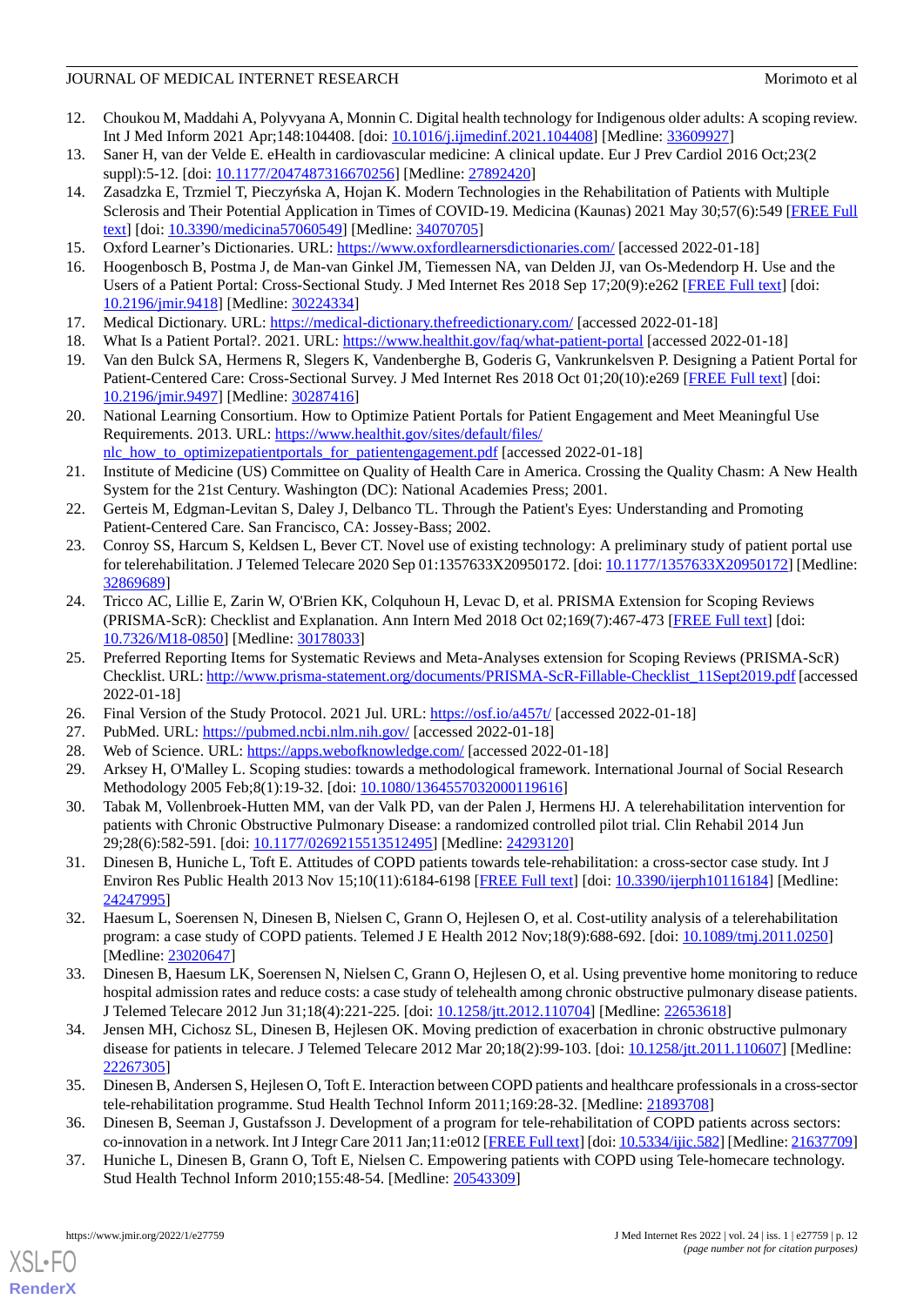12. Choukou M, Maddahi A, Polyvyana A, Monnin C. Digital health technology for Indigenous older adults: A scoping review. Int J Med Inform 2021 Apr;148:104408. [doi: 10.1016/j.ijmedinf.2021.104408] [Medline: 33609927]
13. Saner H, van der Velde E. eHealth in cardiovascular medicine: A clinical update. Eur J Prev Cardiol 2016 Oct;23(2 suppl):5-12. [doi: 10.1177/2047487316670256] [Medline: 27892420]
14. Zasadzka E, Trzmiel T, Pieczyńska A, Hojan K. Modern Technologies in the Rehabilitation of Patients with Multiple Sclerosis and Their Potential Application in Times of COVID-19. Medicina (Kaunas) 2021 May 30;57(6):549 [FREE Full text] [doi: 10.3390/medicina57060549] [Medline: 34070705]
15. Oxford Learner's Dictionaries. URL: https://www.oxfordlearnersdictionaries.com/ [accessed 2022-01-18]
16. Hoogenbosch B, Postma J, de Man-van Ginkel JM, Tiemessen NA, van Delden JJ, van Os-Medendorp H. Use and the Users of a Patient Portal: Cross-Sectional Study. J Med Internet Res 2018 Sep 17;20(9):e262 [FREE Full text] [doi: 10.2196/jmir.9418] [Medline: 30224334]
17. Medical Dictionary. URL: https://medical-dictionary.thefreedictionary.com/ [accessed 2022-01-18]
18. What Is a Patient Portal?. 2021. URL: https://www.healthit.gov/faq/what-patient-portal [accessed 2022-01-18]
19. Van den Bulck SA, Hermens R, Slegers K, Vandenberghe B, Goderis G, Vankrunkelsven P. Designing a Patient Portal for Patient-Centered Care: Cross-Sectional Survey. J Med Internet Res 2018 Oct 01;20(10):e269 [FREE Full text] [doi: 10.2196/jmir.9497] [Medline: 30287416]
20. National Learning Consortium. How to Optimize Patient Portals for Patient Engagement and Meet Meaningful Use Requirements. 2013. URL: https://www.healthit.gov/sites/default/files/nlc_how_to_optimizepatientportals_for_patientengagement.pdf [accessed 2022-01-18]
21. Institute of Medicine (US) Committee on Quality of Health Care in America. Crossing the Quality Chasm: A New Health System for the 21st Century. Washington (DC): National Academies Press; 2001.
22. Gerteis M, Edgman-Levitan S, Daley J, Delbanco TL. Through the Patient's Eyes: Understanding and Promoting Patient-Centered Care. San Francisco, CA: Jossey-Bass; 2002.
23. Conroy SS, Harcum S, Keldsen L, Bever CT. Novel use of existing technology: A preliminary study of patient portal use for telerehabilitation. J Telemed Telecare 2020 Sep 01:1357633X20950172. [doi: 10.1177/1357633X20950172] [Medline: 32869689]
24. Tricco AC, Lillie E, Zarin W, O'Brien KK, Colquhoun H, Levac D, et al. PRISMA Extension for Scoping Reviews (PRISMA-ScR): Checklist and Explanation. Ann Intern Med 2018 Oct 02;169(7):467-473 [FREE Full text] [doi: 10.7326/M18-0850] [Medline: 30178033]
25. Preferred Reporting Items for Systematic Reviews and Meta-Analyses extension for Scoping Reviews (PRISMA-ScR) Checklist. URL: http://www.prisma-statement.org/documents/PRISMA-ScR-Fillable-Checklist_11Sept2019.pdf [accessed 2022-01-18]
26. Final Version of the Study Protocol. 2021 Jul. URL: https://osf.io/a457t/ [accessed 2022-01-18]
27. PubMed. URL: https://pubmed.ncbi.nlm.nih.gov/ [accessed 2022-01-18]
28. Web of Science. URL: https://apps.webofknowledge.com/ [accessed 2022-01-18]
29. Arksey H, O'Malley L. Scoping studies: towards a methodological framework. International Journal of Social Research Methodology 2005 Feb;8(1):19-32. [doi: 10.1080/1364557032000119616]
30. Tabak M, Vollenbroek-Hutten MM, van der Valk PD, van der Palen J, Hermens HJ. A telerehabilitation intervention for patients with Chronic Obstructive Pulmonary Disease: a randomized controlled pilot trial. Clin Rehabil 2014 Jun 29;28(6):582-591. [doi: 10.1177/0269215513512495] [Medline: 24293120]
31. Dinesen B, Huniche L, Toft E. Attitudes of COPD patients towards tele-rehabilitation: a cross-sector case study. Int J Environ Res Public Health 2013 Nov 15;10(11):6184-6198 [FREE Full text] [doi: 10.3390/ijerph10116184] [Medline: 24247995]
32. Haesum L, Soerensen N, Dinesen B, Nielsen C, Grann O, Hejlesen O, et al. Cost-utility analysis of a telerehabilitation program: a case study of COPD patients. Telemed J E Health 2012 Nov;18(9):688-692. [doi: 10.1089/tmj.2011.0250] [Medline: 23020647]
33. Dinesen B, Haesum LK, Soerensen N, Nielsen C, Grann O, Hejlesen O, et al. Using preventive home monitoring to reduce hospital admission rates and reduce costs: a case study of telehealth among chronic obstructive pulmonary disease patients. J Telemed Telecare 2012 Jun 31;18(4):221-225. [doi: 10.1258/jtt.2012.110704] [Medline: 22653618]
34. Jensen MH, Cichosz SL, Dinesen B, Hejlesen OK. Moving prediction of exacerbation in chronic obstructive pulmonary disease for patients in telecare. J Telemed Telecare 2012 Mar 20;18(2):99-103. [doi: 10.1258/jtt.2011.110607] [Medline: 22267305]
35. Dinesen B, Andersen S, Hejlesen O, Toft E. Interaction between COPD patients and healthcare professionals in a cross-sector tele-rehabilitation programme. Stud Health Technol Inform 2011;169:28-32. [Medline: 21893708]
36. Dinesen B, Seeman J, Gustafsson J. Development of a program for tele-rehabilitation of COPD patients across sectors: co-innovation in a network. Int J Integr Care 2011 Jan;11:e012 [FREE Full text] [doi: 10.5334/ijic.582] [Medline: 21637709]
37. Huniche L, Dinesen B, Grann O, Toft E, Nielsen C. Empowering patients with COPD using Tele-homecare technology. Stud Health Technol Inform 2010;155:48-54. [Medline: 20543309]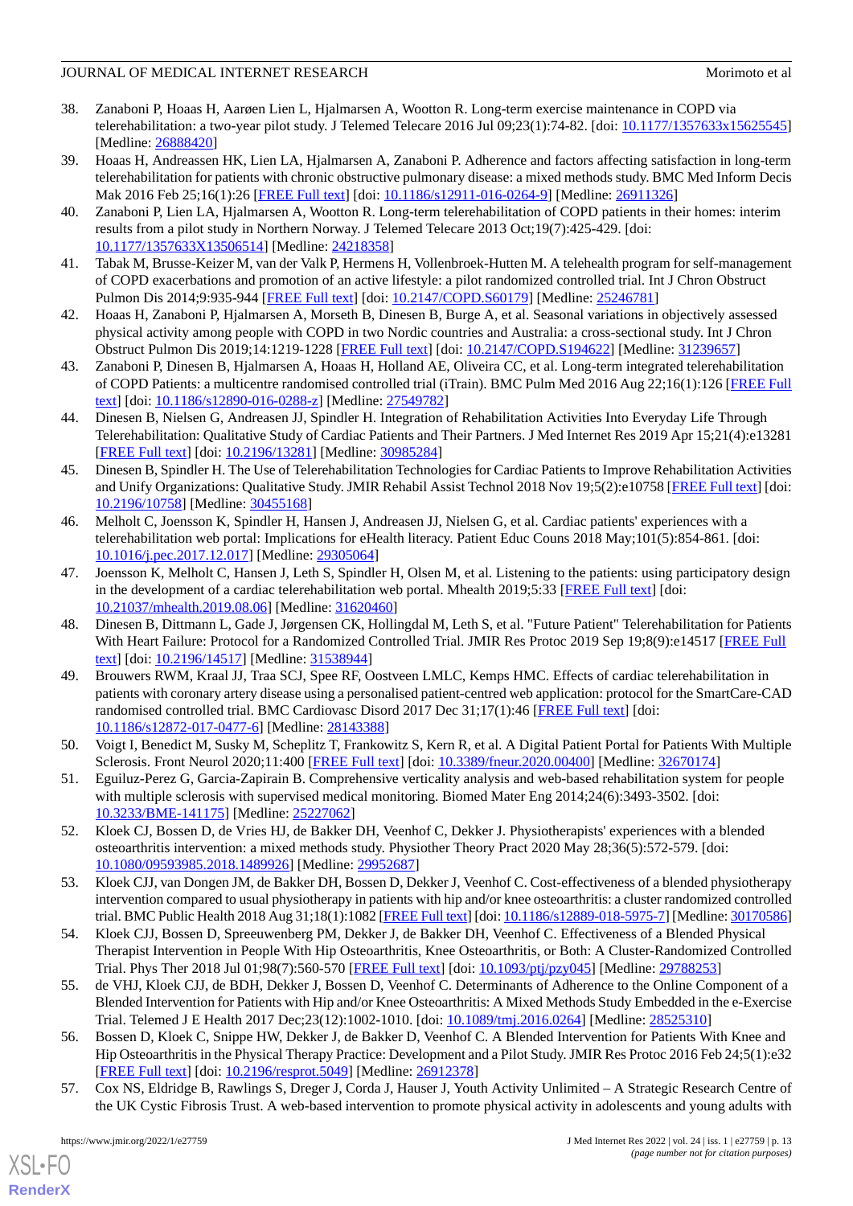38. Zanaboni P, Hoaas H, Aarøen Lien L, Hjalmarsen A, Wootton R. Long-term exercise maintenance in COPD via telerehabilitation: a two-year pilot study. J Telemed Telecare 2016 Jul 09;23(1):74-82. [doi: 10.1177/1357633x15625545] [Medline: 26888420]
39. Hoaas H, Andreassen HK, Lien LA, Hjalmarsen A, Zanaboni P. Adherence and factors affecting satisfaction in long-term telerehabilitation for patients with chronic obstructive pulmonary disease: a mixed methods study. BMC Med Inform Decis Mak 2016 Feb 25;16(1):26 [FREE Full text] [doi: 10.1186/s12911-016-0264-9] [Medline: 26911326]
40. Zanaboni P, Lien LA, Hjalmarsen A, Wootton R. Long-term telerehabilitation of COPD patients in their homes: interim results from a pilot study in Northern Norway. J Telemed Telecare 2013 Oct;19(7):425-429. [doi: 10.1177/1357633X13506514] [Medline: 24218358]
41. Tabak M, Brusse-Keizer M, van der Valk P, Hermens H, Vollenbroek-Hutten M. A telehealth program for self-management of COPD exacerbations and promotion of an active lifestyle: a pilot randomized controlled trial. Int J Chron Obstruct Pulmon Dis 2014;9:935-944 [FREE Full text] [doi: 10.2147/COPD.S60179] [Medline: 25246781]
42. Hoaas H, Zanaboni P, Hjalmarsen A, Morseth B, Dinesen B, Burge A, et al. Seasonal variations in objectively assessed physical activity among people with COPD in two Nordic countries and Australia: a cross-sectional study. Int J Chron Obstruct Pulmon Dis 2019;14:1219-1228 [FREE Full text] [doi: 10.2147/COPD.S194622] [Medline: 31239657]
43. Zanaboni P, Dinesen B, Hjalmarsen A, Hoaas H, Holland AE, Oliveira CC, et al. Long-term integrated telerehabilitation of COPD Patients: a multicentre randomised controlled trial (iTrain). BMC Pulm Med 2016 Aug 22;16(1):126 [FREE Full text] [doi: 10.1186/s12890-016-0288-z] [Medline: 27549782]
44. Dinesen B, Nielsen G, Andreasen JJ, Spindler H. Integration of Rehabilitation Activities Into Everyday Life Through Telerehabilitation: Qualitative Study of Cardiac Patients and Their Partners. J Med Internet Res 2019 Apr 15;21(4):e13281 [FREE Full text] [doi: 10.2196/13281] [Medline: 30985284]
45. Dinesen B, Spindler H. The Use of Telerehabilitation Technologies for Cardiac Patients to Improve Rehabilitation Activities and Unify Organizations: Qualitative Study. JMIR Rehabil Assist Technol 2018 Nov 19;5(2):e10758 [FREE Full text] [doi: 10.2196/10758] [Medline: 30455168]
46. Melholt C, Joensson K, Spindler H, Hansen J, Andreasen JJ, Nielsen G, et al. Cardiac patients' experiences with a telerehabilitation web portal: Implications for eHealth literacy. Patient Educ Couns 2018 May;101(5):854-861. [doi: 10.1016/j.pec.2017.12.017] [Medline: 29305064]
47. Joensson K, Melholt C, Hansen J, Leth S, Spindler H, Olsen M, et al. Listening to the patients: using participatory design in the development of a cardiac telerehabilitation web portal. Mhealth 2019;5:33 [FREE Full text] [doi: 10.21037/mhealth.2019.08.06] [Medline: 31620460]
48. Dinesen B, Dittmann L, Gade J, Jørgensen CK, Hollingdal M, Leth S, et al. "Future Patient" Telerehabilitation for Patients With Heart Failure: Protocol for a Randomized Controlled Trial. JMIR Res Protoc 2019 Sep 19;8(9):e14517 [FREE Full text] [doi: 10.2196/14517] [Medline: 31538944]
49. Brouwers RWM, Kraal JJ, Traa SCJ, Spee RF, Oostveen LMLC, Kemps HMC. Effects of cardiac telerehabilitation in patients with coronary artery disease using a personalised patient-centred web application: protocol for the SmartCare-CAD randomised controlled trial. BMC Cardiovasc Disord 2017 Dec 31;17(1):46 [FREE Full text] [doi: 10.1186/s12872-017-0477-6] [Medline: 28143388]
50. Voigt I, Benedict M, Susky M, Scheplitz T, Frankowitz S, Kern R, et al. A Digital Patient Portal for Patients With Multiple Sclerosis. Front Neurol 2020;11:400 [FREE Full text] [doi: 10.3389/fneur.2020.00400] [Medline: 32670174]
51. Eguiluz-Perez G, Garcia-Zapirain B. Comprehensive verticality analysis and web-based rehabilitation system for people with multiple sclerosis with supervised medical monitoring. Biomed Mater Eng 2014;24(6):3493-3502. [doi: 10.3233/BME-141175] [Medline: 25227062]
52. Kloek CJ, Bossen D, de Vries HJ, de Bakker DH, Veenhof C, Dekker J. Physiotherapists' experiences with a blended osteoarthritis intervention: a mixed methods study. Physiother Theory Pract 2020 May 28;36(5):572-579. [doi: 10.1080/09593985.2018.1489926] [Medline: 29952687]
53. Kloek CJJ, van Dongen JM, de Bakker DH, Bossen D, Dekker J, Veenhof C. Cost-effectiveness of a blended physiotherapy intervention compared to usual physiotherapy in patients with hip and/or knee osteoarthritis: a cluster randomized controlled trial. BMC Public Health 2018 Aug 31;18(1):1082 [FREE Full text] [doi: 10.1186/s12889-018-5975-7] [Medline: 30170586]
54. Kloek CJJ, Bossen D, Spreeuwenberg PM, Dekker J, de Bakker DH, Veenhof C. Effectiveness of a Blended Physical Therapist Intervention in People With Hip Osteoarthritis, Knee Osteoarthritis, or Both: A Cluster-Randomized Controlled Trial. Phys Ther 2018 Jul 01;98(7):560-570 [FREE Full text] [doi: 10.1093/ptj/pzy045] [Medline: 29788253]
55. de VHJ, Kloek CJJ, de BDH, Dekker J, Bossen D, Veenhof C. Determinants of Adherence to the Online Component of a Blended Intervention for Patients with Hip and/or Knee Osteoarthritis: A Mixed Methods Study Embedded in the e-Exercise Trial. Telemed J E Health 2017 Dec;23(12):1002-1010. [doi: 10.1089/tmj.2016.0264] [Medline: 28525310]
56. Bossen D, Kloek C, Snippe HW, Dekker J, de Bakker D, Veenhof C. A Blended Intervention for Patients With Knee and Hip Osteoarthritis in the Physical Therapy Practice: Development and a Pilot Study. JMIR Res Protoc 2016 Feb 24;5(1):e32 [FREE Full text] [doi: 10.2196/resprot.5049] [Medline: 26912378]
57. Cox NS, Eldridge B, Rawlings S, Dreger J, Corda J, Hauser J, Youth Activity Unlimited – A Strategic Research Centre of the UK Cystic Fibrosis Trust. A web-based intervention to promote physical activity in adolescents and young adults with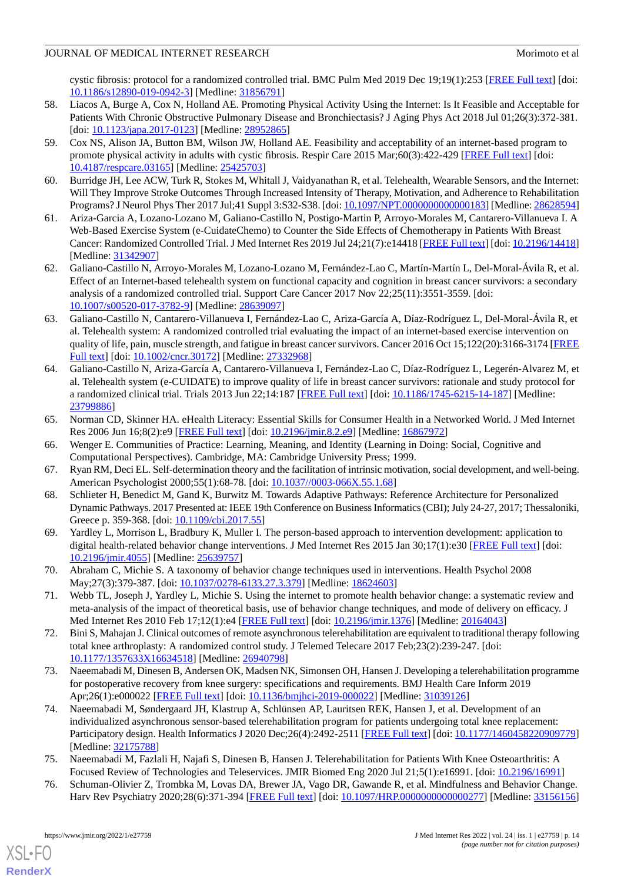cystic fibrosis: protocol for a randomized controlled trial. BMC Pulm Med 2019 Dec 19;19(1):253 [FREE Full text] [doi: 10.1186/s12890-019-0942-3] [Medline: 31856791]

58. Liacos A, Burge A, Cox N, Holland AE. Promoting Physical Activity Using the Internet: Is It Feasible and Acceptable for Patients With Chronic Obstructive Pulmonary Disease and Bronchiectasis? J Aging Phys Act 2018 Jul 01;26(3):372-381. [doi: 10.1123/japa.2017-0123] [Medline: 28952865]
59. Cox NS, Alison JA, Button BM, Wilson JW, Holland AE. Feasibility and acceptability of an internet-based program to promote physical activity in adults with cystic fibrosis. Respir Care 2015 Mar;60(3):422-429 [FREE Full text] [doi: 10.4187/respcare.03165] [Medline: 25425703]
60. Burridge JH, Lee ACW, Turk R, Stokes M, Whitall J, Vaidyanathan R, et al. Telehealth, Wearable Sensors, and the Internet: Will They Improve Stroke Outcomes Through Increased Intensity of Therapy, Motivation, and Adherence to Rehabilitation Programs? J Neurol Phys Ther 2017 Jul;41 Suppl 3:S32-S38. [doi: 10.1097/NPT.0000000000000183] [Medline: 28628594]
61. Ariza-Garcia A, Lozano-Lozano M, Galiano-Castillo N, Postigo-Martin P, Arroyo-Morales M, Cantarero-Villanueva I. A Web-Based Exercise System (e-CuidateChemo) to Counter the Side Effects of Chemotherapy in Patients With Breast Cancer: Randomized Controlled Trial. J Med Internet Res 2019 Jul 24;21(7):e14418 [FREE Full text] [doi: 10.2196/14418] [Medline: 31342907]
62. Galiano-Castillo N, Arroyo-Morales M, Lozano-Lozano M, Fernández-Lao C, Martín-Martín L, Del-Moral-Ávila R, et al. Effect of an Internet-based telehealth system on functional capacity and cognition in breast cancer survivors: a secondary analysis of a randomized controlled trial. Support Care Cancer 2017 Nov 22;25(11):3551-3559. [doi: 10.1007/s00520-017-3782-9] [Medline: 28639097]
63. Galiano-Castillo N, Cantarero-Villanueva I, Fernández-Lao C, Ariza-García A, Díaz-Rodríguez L, Del-Moral-Ávila R, et al. Telehealth system: A randomized controlled trial evaluating the impact of an internet-based exercise intervention on quality of life, pain, muscle strength, and fatigue in breast cancer survivors. Cancer 2016 Oct 15;122(20):3166-3174 [FREE Full text] [doi: 10.1002/cncr.30172] [Medline: 27332968]
64. Galiano-Castillo N, Ariza-García A, Cantarero-Villanueva I, Fernández-Lao C, Díaz-Rodríguez L, Legerén-Alvarez M, et al. Telehealth system (e-CUIDATE) to improve quality of life in breast cancer survivors: rationale and study protocol for a randomized clinical trial. Trials 2013 Jun 22;14:187 [FREE Full text] [doi: 10.1186/1745-6215-14-187] [Medline: 23799886]
65. Norman CD, Skinner HA. eHealth Literacy: Essential Skills for Consumer Health in a Networked World. J Med Internet Res 2006 Jun 16;8(2):e9 [FREE Full text] [doi: 10.2196/jmir.8.2.e9] [Medline: 16867972]
66. Wenger E. Communities of Practice: Learning, Meaning, and Identity (Learning in Doing: Social, Cognitive and Computational Perspectives). Cambridge, MA: Cambridge University Press; 1999.
67. Ryan RM, Deci EL. Self-determination theory and the facilitation of intrinsic motivation, social development, and well-being. American Psychologist 2000;55(1):68-78. [doi: 10.1037//0003-066X.55.1.68]
68. Schlieter H, Benedict M, Gand K, Burwitz M. Towards Adaptive Pathways: Reference Architecture for Personalized Dynamic Pathways. 2017 Presented at: IEEE 19th Conference on Business Informatics (CBI); July 24-27, 2017; Thessaloniki, Greece p. 359-368. [doi: 10.1109/cbi.2017.55]
69. Yardley L, Morrison L, Bradbury K, Muller I. The person-based approach to intervention development: application to digital health-related behavior change interventions. J Med Internet Res 2015 Jan 30;17(1):e30 [FREE Full text] [doi: 10.2196/jmir.4055] [Medline: 25639757]
70. Abraham C, Michie S. A taxonomy of behavior change techniques used in interventions. Health Psychol 2008 May;27(3):379-387. [doi: 10.1037/0278-6133.27.3.379] [Medline: 18624603]
71. Webb TL, Joseph J, Yardley L, Michie S. Using the internet to promote health behavior change: a systematic review and meta-analysis of the impact of theoretical basis, use of behavior change techniques, and mode of delivery on efficacy. J Med Internet Res 2010 Feb 17;12(1):e4 [FREE Full text] [doi: 10.2196/jmir.1376] [Medline: 20164043]
72. Bini S, Mahajan J. Clinical outcomes of remote asynchronous telerehabilitation are equivalent to traditional therapy following total knee arthroplasty: A randomized control study. J Telemed Telecare 2017 Feb;23(2):239-247. [doi: 10.1177/1357633X16634518] [Medline: 26940798]
73. Naeemabadi M, Dinesen B, Andersen OK, Madsen NK, Simonsen OH, Hansen J. Developing a telerehabilitation programme for postoperative recovery from knee surgery: specifications and requirements. BMJ Health Care Inform 2019 Apr;26(1):e000022 [FREE Full text] [doi: 10.1136/bmjhci-2019-000022] [Medline: 31039126]
74. Naeemabadi M, Søndergaard JH, Klastrup A, Schlünsen AP, Lauritsen REK, Hansen J, et al. Development of an individualized asynchronous sensor-based telerehabilitation program for patients undergoing total knee replacement: Participatory design. Health Informatics J 2020 Dec;26(4):2492-2511 [FREE Full text] [doi: 10.1177/1460458220909779] [Medline: 32175788]
75. Naeemabadi M, Fazlali H, Najafi S, Dinesen B, Hansen J. Telerehabilitation for Patients With Knee Osteoarthritis: A Focused Review of Technologies and Teleservices. JMIR Biomed Eng 2020 Jul 21;5(1):e16991. [doi: 10.2196/16991]
76. Schuman-Olivier Z, Trombka M, Lovas DA, Brewer JA, Vago DR, Gawande R, et al. Mindfulness and Behavior Change. Harv Rev Psychiatry 2020;28(6):371-394 [FREE Full text] [doi: 10.1097/HRP.0000000000000277] [Medline: 33156156]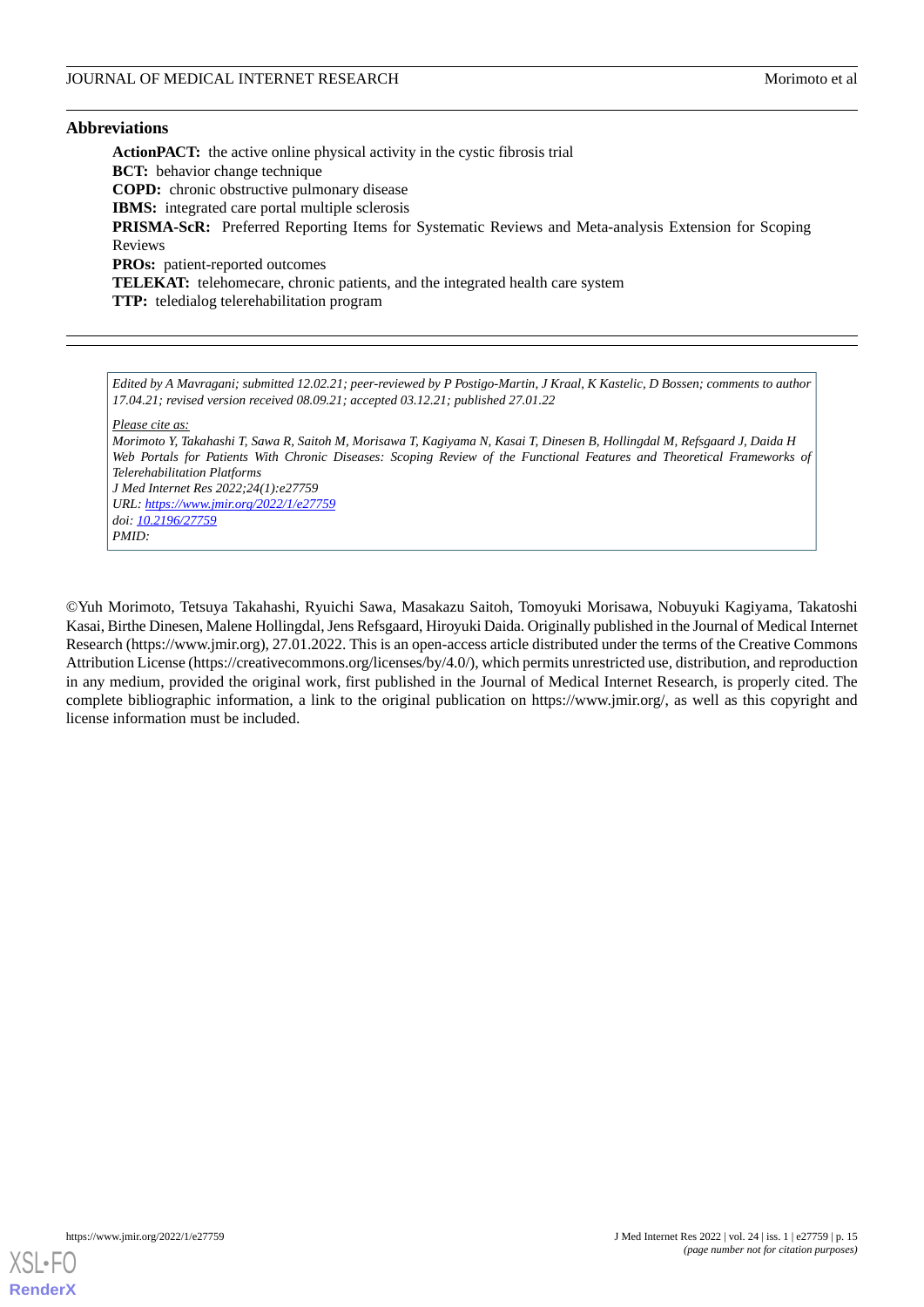## Abbreviations

**ActionPACT:** the active online physical activity in the cystic fibrosis trial
**BCT:** behavior change technique
**COPD:** chronic obstructive pulmonary disease
**IBMS:** integrated care portal multiple sclerosis
**PRISMA-ScR:** Preferred Reporting Items for Systematic Reviews and Meta-analysis Extension for Scoping Reviews
**PROs:** patient-reported outcomes
**TELEKAT:** telehomecare, chronic patients, and the integrated health care system
**TTP:** teledialog telerehabilitation program

*Edited by A Mavragani; submitted 12.02.21; peer-reviewed by P Postigo-Martin, J Kraal, K Kastelic, D Bossen; comments to author 17.04.21; revised version received 08.09.21; accepted 03.12.21; published 27.01.22*

*Please cite as:*
*Morimoto Y, Takahashi T, Sawa R, Saitoh M, Morisawa T, Kagiyama N, Kasai T, Dinesen B, Hollingdal M, Refsgaard J, Daida H*
*Web Portals for Patients With Chronic Diseases: Scoping Review of the Functional Features and Theoretical Frameworks of Telerehabilitation Platforms*
*J Med Internet Res 2022;24(1):e27759*
*URL: https://www.jmir.org/2022/1/e27759*
*doi: 10.2196/27759*
*PMID:*

©Yuh Morimoto, Tetsuya Takahashi, Ryuichi Sawa, Masakazu Saitoh, Tomoyuki Morisawa, Nobuyuki Kagiyama, Takatoshi Kasai, Birthe Dinesen, Malene Hollingdal, Jens Refsgaard, Hiroyuki Daida. Originally published in the Journal of Medical Internet Research (https://www.jmir.org), 27.01.2022. This is an open-access article distributed under the terms of the Creative Commons Attribution License (https://creativecommons.org/licenses/by/4.0/), which permits unrestricted use, distribution, and reproduction in any medium, provided the original work, first published in the Journal of Medical Internet Research, is properly cited. The complete bibliographic information, a link to the original publication on https://www.jmir.org/, as well as this copyright and license information must be included.